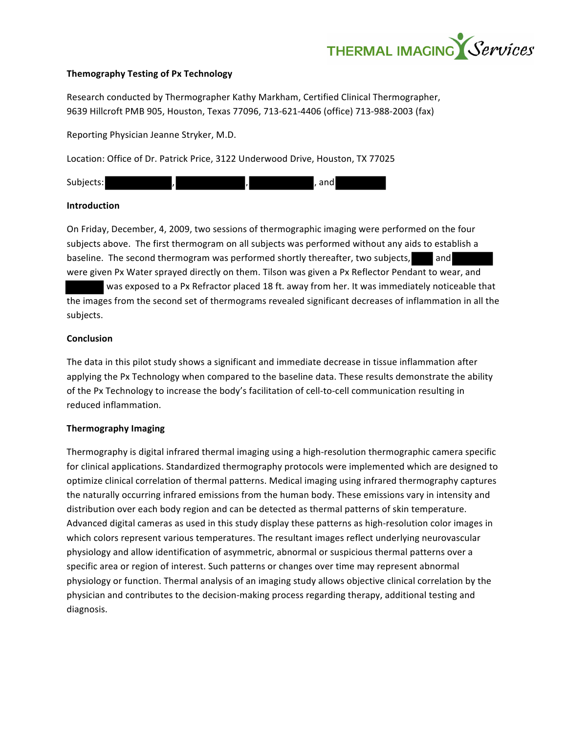THERMAL IMAGING Services

**Themography Testing of Px Technology**

Research conducted by Thermographer Kathy Markham, Certified Clinical Thermographer, 9639 Hillcroft PMB 905, Houston, Texas 77096, 713-621-4406 (office) 713-988-2003 (fax)

Reporting Physician Jeanne Stryker, M.D.

Location: Office of Dr. Patrick Price, 3122 Underwood Drive, Houston, TX 77025

Subjects: ██████, ██████, ██████, and ██████

## Introduction

On Friday, December, 4, 2009, two sessions of thermographic imaging were performed on the four subjects above. The first thermogram on all subjects was performed without any aids to establish a baseline. The second thermogram was performed shortly thereafter, two subjects, ███ and ████ were given Px Water sprayed directly on them. Tilson was given a Px Reflector Pendant to wear, and ████ was exposed to a Px Refractor placed 18 ft. away from her. It was immediately noticeable that the images from the second set of thermograms revealed significant decreases of inflammation in all the subjects.

## Conclusion

The data in this pilot study shows a significant and immediate decrease in tissue inflammation after applying the Px Technology when compared to the baseline data. These results demonstrate the ability of the Px Technology to increase the body's facilitation of cell-to-cell communication resulting in reduced inflammation.

## Thermography Imaging

Thermography is digital infrared thermal imaging using a high-resolution thermographic camera specific for clinical applications. Standardized thermography protocols were implemented which are designed to optimize clinical correlation of thermal patterns. Medical imaging using infrared thermography captures the naturally occurring infrared emissions from the human body. These emissions vary in intensity and distribution over each body region and can be detected as thermal patterns of skin temperature. Advanced digital cameras as used in this study display these patterns as high-resolution color images in which colors represent various temperatures. The resultant images reflect underlying neurovascular physiology and allow identification of asymmetric, abnormal or suspicious thermal patterns over a specific area or region of interest. Such patterns or changes over time may represent abnormal physiology or function. Thermal analysis of an imaging study allows objective clinical correlation by the physician and contributes to the decision-making process regarding therapy, additional testing and diagnosis.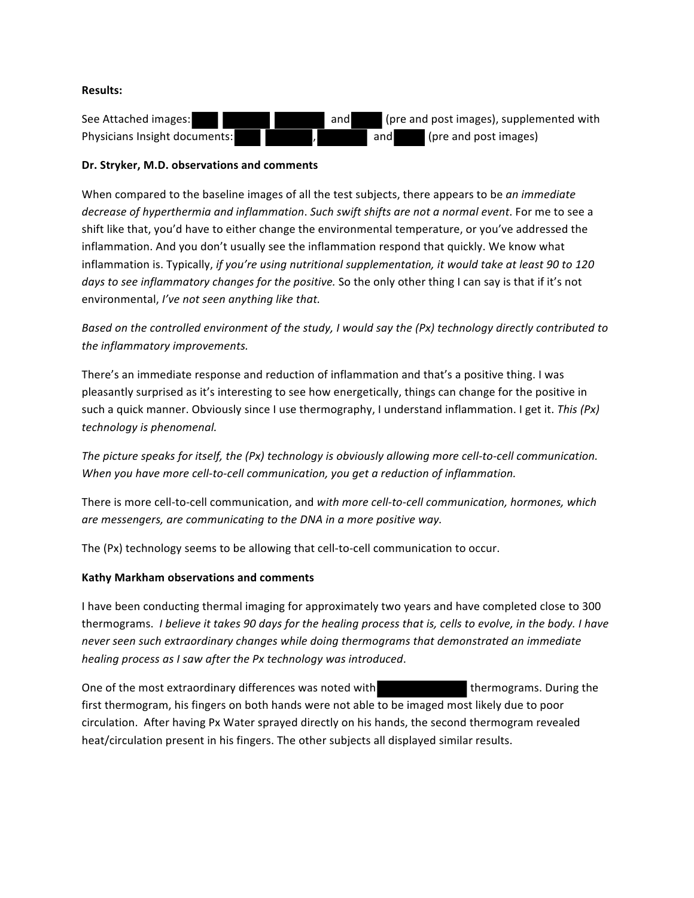**Results:**

See Attached images: ███ ██████ ██████ and ████ (pre and post images), supplemented with Physicians Insight documents: ███ ██████, ██████ and ████ (pre and post images)

**Dr. Stryker, M.D. observations and comments**

When compared to the baseline images of all the test subjects, there appears to be *an immediate decrease of hyperthermia and inflammation*. *Such swift shifts are not a normal event*. For me to see a shift like that, you'd have to either change the environmental temperature, or you've addressed the inflammation. And you don't usually see the inflammation respond that quickly. We know what inflammation is. Typically, *if you're using nutritional supplementation, it would take at least 90 to 120 days to see inflammatory changes for the positive.* So the only other thing I can say is that if it's not environmental, *I've not seen anything like that.*

*Based on the controlled environment of the study, I would say the (Px) technology directly contributed to the inflammatory improvements.*

There's an immediate response and reduction of inflammation and that's a positive thing. I was pleasantly surprised as it's interesting to see how energetically, things can change for the positive in such a quick manner. Obviously since I use thermography, I understand inflammation. I get it. *This (Px) technology is phenomenal.*

*The picture speaks for itself, the (Px) technology is obviously allowing more cell-to-cell communication. When you have more cell-to-cell communication, you get a reduction of inflammation.*

There is more cell-to-cell communication, and *with more cell-to-cell communication, hormones, which are messengers, are communicating to the DNA in a more positive way.*

The (Px) technology seems to be allowing that cell-to-cell communication to occur.

**Kathy Markham observations and comments**

I have been conducting thermal imaging for approximately two years and have completed close to 300 thermograms. *I believe it takes 90 days for the healing process that is, cells to evolve, in the body. I have never seen such extraordinary changes while doing thermograms that demonstrated an immediate healing process as I saw after the Px technology was introduced*.

One of the most extraordinary differences was noted with ██████████ thermograms. During the first thermogram, his fingers on both hands were not able to be imaged most likely due to poor circulation. After having Px Water sprayed directly on his hands, the second thermogram revealed heat/circulation present in his fingers. The other subjects all displayed similar results.